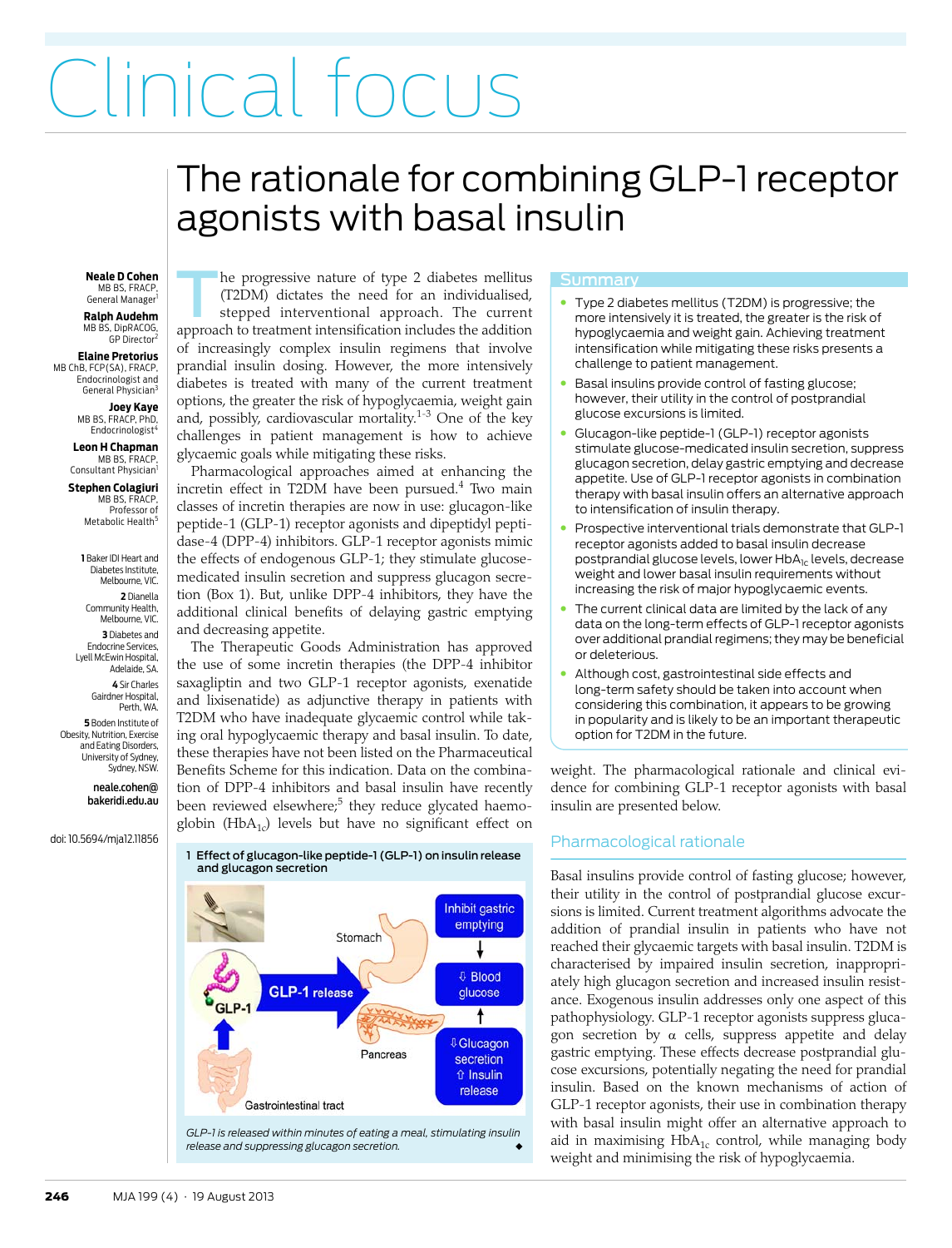# Clinical focus

## The rationale for combining GLP-1 receptor agonists with basal insulin

**Neale D Cohen**
MB BS, FRACP, General Manager[1]

**Ralph Audehm**
MB BS, DipRACOG, GP Director[2]

**Elaine Pretorius**
MB ChB, FCP(SA), FRACP, Endocrinologist and General Physician[3]

**Joey Kaye**
MB BS, FRACP, PhD, Endocrinologist[4]

**Leon H Chapman**
MB BS, FRACP, Consultant Physician[1]

**Stephen Colagiuri**
MB BS, FRACP, Professor of Metabolic Health[5]

**1** Baker IDI Heart and Diabetes Institute, Melbourne, VIC.
**2** Dianella Community Health, Melbourne, VIC.
**3** Diabetes and Endocrine Services, Lyell McEwin Hospital, Adelaide, SA.
**4** Sir Charles Gairdner Hospital, Perth, WA.
**5** Boden Institute of Obesity, Nutrition, Exercise and Eating Disorders, University of Sydney, Sydney, NSW.

**neale.cohen@bakeridi.edu.au**

doi: 10.5694/mja12.11856

### Summary

- Type 2 diabetes mellitus (T2DM) is progressive; the more intensively it is treated, the greater is the risk of hypoglycaemia and weight gain. Achieving treatment intensification while mitigating these risks presents a challenge to patient management.
- Basal insulins provide control of fasting glucose; however, their utility in the control of postprandial glucose excursions is limited.
- Glucagon-like peptide-1 (GLP-1) receptor agonists stimulate glucose-medicated insulin secretion, suppress glucagon secretion, delay gastric emptying and decrease appetite. Use of GLP-1 receptor agonists in combination therapy with basal insulin offers an alternative approach to intensification of insulin therapy.
- Prospective interventional trials demonstrate that GLP-1 receptor agonists added to basal insulin decrease postprandial glucose levels, lower $HbA_{1c}$ levels, decrease weight and lower basal insulin requirements without increasing the risk of major hypoglycaemic events.
- The current clinical data are limited by the lack of any data on the long-term effects of GLP-1 receptor agonists over additional prandial regimens; they may be beneficial or deleterious.
- Although cost, gastrointestinal side effects and long-term safety should be taken into account when considering this combination, it appears to be growing in popularity and is likely to be an important therapeutic option for T2DM in the future.

The progressive nature of type 2 diabetes mellitus (T2DM) dictates the need for an individualised, stepped interventional approach. The current approach to treatment intensification includes the addition of increasingly complex insulin regimens that involve prandial insulin dosing. However, the more intensively diabetes is treated with many of the current treatment options, the greater the risk of hypoglycaemia, weight gain and, possibly, cardiovascular mortality.[1-3] One of the key challenges in patient management is how to achieve glycaemic goals while mitigating these risks.

Pharmacological approaches aimed at enhancing the incretin effect in T2DM have been pursued.[4] Two main classes of incretin therapies are now in use: glucagon-like peptide-1 (GLP-1) receptor agonists and dipeptidyl peptidase-4 (DPP-4) inhibitors. GLP-1 receptor agonists mimic the effects of endogenous GLP-1; they stimulate glucose-medicated insulin secretion and suppress glucagon secretion (Box 1). But, unlike DPP-4 inhibitors, they have the additional clinical benefits of delaying gastric emptying and decreasing appetite.

The Therapeutic Goods Administration has approved the use of some incretin therapies (the DPP-4 inhibitor saxagliptin and two GLP-1 receptor agonists, exenatide and lixisenatide) as adjunctive therapy in patients with T2DM who have inadequate glycaemic control while taking oral hypoglycaemic therapy and basal insulin. To date, these therapies have not been listed on the Pharmaceutical Benefits Scheme for this indication. Data on the combination of DPP-4 inhibitors and basal insulin have recently been reviewed elsewhere;[5] they reduce glycated haemoglobin ($HbA_{1c}$) levels but have no significant effect on weight. The pharmacological rationale and clinical evidence for combining GLP-1 receptor agonists with basal insulin are presented below.

**1 Effect of glucagon-like peptide-1 (GLP-1) on insulin release and glucagon secretion**

Stomach | GLP-1 | GLP-1 release | Inhibit gastric emptying | ⇩ Blood glucose | ⇩ Glucagon secretion ⇧ Insulin release | Pancreas | Gastrointestinal tract

*GLP-1 is released within minutes of eating a meal, stimulating insulin release and suppressing glucagon secretion.* ◆

### Pharmacological rationale

Basal insulins provide control of fasting glucose; however, their utility in the control of postprandial glucose excursions is limited. Current treatment algorithms advocate the addition of prandial insulin in patients who have not reached their glycaemic targets with basal insulin. T2DM is characterised by impaired insulin secretion, inappropriately high glucagon secretion and increased insulin resistance. Exogenous insulin addresses only one aspect of this pathophysiology. GLP-1 receptor agonists suppress glucagon secretion by α cells, suppress appetite and delay gastric emptying. These effects decrease postprandial glucose excursions, potentially negating the need for prandial insulin. Based on the known mechanisms of action of GLP-1 receptor agonists, their use in combination therapy with basal insulin might offer an alternative approach to aid in maximising $HbA_{1c}$ control, while managing body weight and minimising the risk of hypoglycaemia.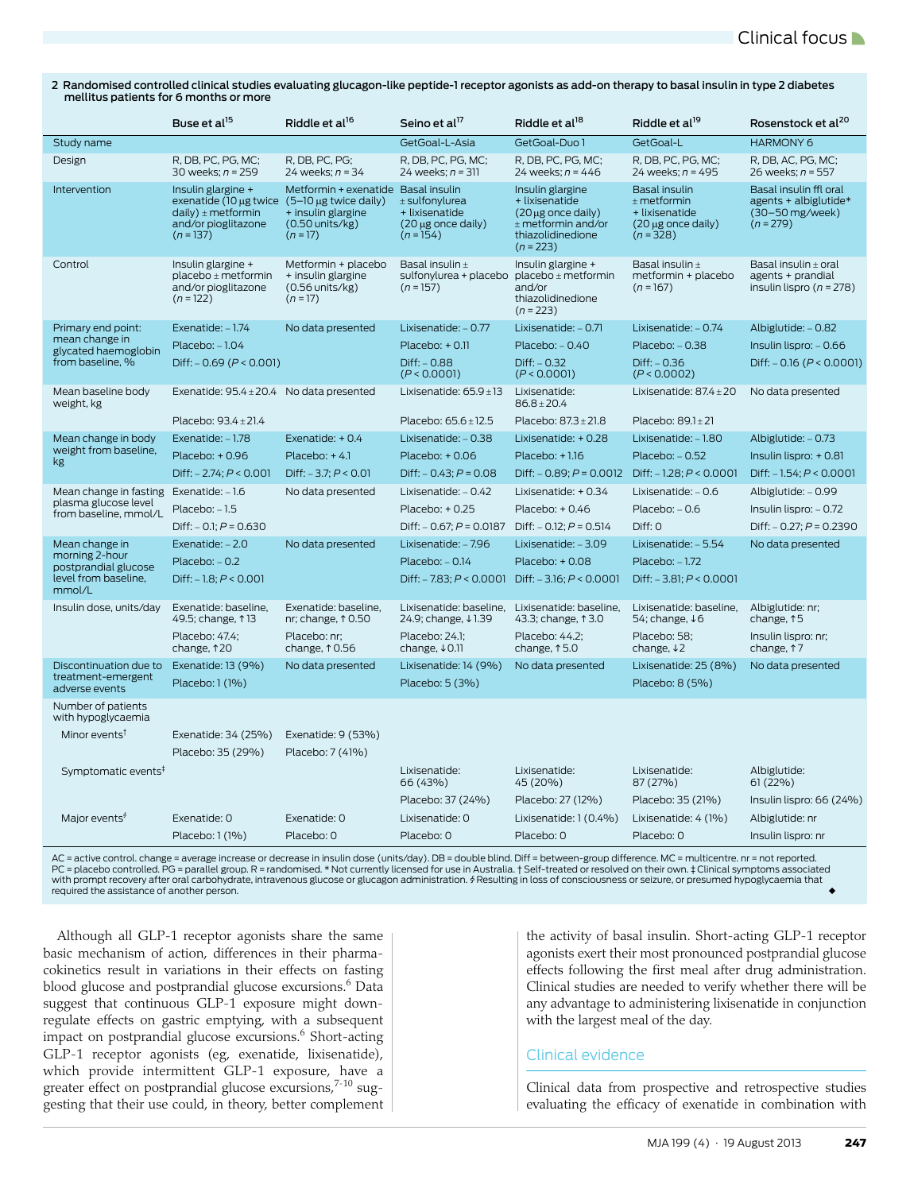**2 Randomised controlled clinical studies evaluating glucagon-like peptide-1 receptor agonists as add-on therapy to basal insulin in type 2 diabetes mellitus patients for 6 months or more**

| | Buse et al[15] | Riddle et al[16] | Seino et al[17] | Riddle et al[18] | Riddle et al[19] | Rosenstock et al[20] |
|---|---|---|---|---|---|---|
| Study name | | | GetGoal-L-Asia | GetGoal-Duo 1 | GetGoal-L | HARMONY 6 |
| Design | R, DB, PC, PG, MC; 30 weeks; n = 259 | R, DB, PC, PG; 24 weeks; n = 34 | R, DB, PC, PG, MC; 24 weeks; n = 311 | R, DB, PC, PG, MC; 24 weeks; n = 446 | R, DB, PC, PG, MC; 24 weeks; n = 495 | R, DB, AC, PG, MC; 26 weeks; n = 557 |
| Intervention | Insulin glargine + exenatide (10 µg twice daily) ± metformin and/or pioglitazone (n = 137) | Metformin + exenatide (5–10 µg twice daily) + insulin glargine (0.50 units/kg) (n = 17) | Basal insulin ± sulfonylurea + lixisenatide (20 µg once daily) (n = 154) | Insulin glargine + lixisenatide (20 µg once daily) ± metformin and/or thiazolidinedione (n = 223) | Basal insulin ± metformin + lixisenatide (20 µg once daily) (n = 328) | Basal insulin ffl oral agents + albiglutide* (30–50 mg/week) (n = 279) |
| Control | Insulin glargine + placebo ± metformin and/or pioglitazone (n = 122) | Metformin + placebo + insulin glargine (0.56 units/kg) (n = 17) | Basal insulin ± sulfonylurea + placebo (n = 157) | Insulin glargine + placebo ± metformin and/or thiazolidinedione (n = 223) | Basal insulin ± metformin + placebo (n = 167) | Basal insulin ± oral agents + prandial insulin lispro (n = 278) |
| Primary end point: mean change in glycated haemoglobin from baseline, % | Exenatide: – 1.74<br>Placebo: – 1.04<br>Diff: – 0.69 (P < 0.001) | No data presented | Lixisenatide: – 0.77<br>Placebo: + 0.11<br>Diff: – 0.88 (P < 0.0001) | Lixisenatide: – 0.71<br>Placebo: – 0.40<br>Diff: – 0.32 (P < 0.0001) | Lixisenatide: – 0.74<br>Placebo: – 0.38<br>Diff: – 0.36 (P < 0.0002) | Albiglutide: – 0.82<br>Insulin lispro: – 0.66<br>Diff: – 0.16 (P < 0.0001) |
| Mean baseline body weight, kg | Exenatide: 95.4 ± 20.4<br>Placebo: 93.4 ± 21.4 | No data presented | Lixisenatide: 65.9 ± 13<br>Placebo: 65.6 ± 12.5 | Lixisenatide: 86.8 ± 20.4<br>Placebo: 87.3 ± 21.8 | Lixisenatide: 87.4 ± 20<br>Placebo: 89.1 ± 21 | No data presented |
| Mean change in body weight from baseline, kg | Exenatide: – 1.78<br>Placebo: + 0.96<br>Diff: – 2.74; P < 0.001 | Exenatide: + 0.4<br>Placebo: + 4.1<br>Diff: – 3.7; P < 0.01 | Lixisenatide: – 0.38<br>Placebo: + 0.06<br>Diff: – 0.43; P = 0.08 | Lixisenatide: + 0.28<br>Placebo: + 1.16<br>Diff: – 0.89; P = 0.0012 | Lixisenatide: – 1.80<br>Placebo: – 0.52<br>Diff: – 1.28; P < 0.0001 | Albiglutide: – 0.73<br>Insulin lispro: + 0.81<br>Diff: – 1.54; P < 0.0001 |
| Mean change in fasting plasma glucose level from baseline, mmol/L | Exenatide: – 1.6<br>Placebo: – 1.5<br>Diff: – 0.1; P = 0.630 | No data presented | Lixisenatide: – 0.42<br>Placebo: + 0.25<br>Diff: – 0.67; P = 0.0187 | Lixisenatide: + 0.34<br>Placebo: + 0.46<br>Diff: – 0.12; P = 0.514 | Lixisenatide: – 0.6<br>Placebo: – 0.6<br>Diff: 0 | Albiglutide: – 0.99<br>Insulin lispro: – 0.72<br>Diff: – 0.27; P = 0.2390 |
| Mean change in morning 2-hour postprandial glucose level from baseline, mmol/L | Exenatide: – 2.0<br>Placebo: – 0.2<br>Diff: – 1.8; P < 0.001 | No data presented | Lixisenatide: – 7.96<br>Placebo: – 0.14<br>Diff: – 7.83; P < 0.0001 | Lixisenatide: – 3.09<br>Placebo: + 0.08<br>Diff: – 3.16; P < 0.0001 | Lixisenatide: – 5.54<br>Placebo: – 1.72<br>Diff: – 3.81; P < 0.0001 | No data presented |
| Insulin dose, units/day | Exenatide: baseline, 49.5; change, ↑13<br>Placebo: 47.4; change, ↑20 | Exenatide: baseline, nr; change, ↑0.50<br>Placebo: nr; change, ↑0.56 | Lixisenatide: baseline, 24.9; change, ↓1.39<br>Placebo: 24.1; change, ↓0.11 | Lixisenatide: baseline, 43.3; change, ↑3.0<br>Placebo: 44.2; change, ↑5.0 | Lixisenatide: baseline, 54; change, ↓6<br>Placebo: 58; change, ↓2 | Albiglutide: nr; change, ↑5<br>Insulin lispro: nr; change, ↑7 |
| Discontinuation due to treatment-emergent adverse events | Exenatide: 13 (9%)<br>Placebo: 1 (1%) | No data presented | Lixisenatide: 14 (9%)<br>Placebo: 5 (3%) | No data presented | Lixisenatide: 25 (8%)<br>Placebo: 8 (5%) | No data presented |
| Number of patients with hypoglycaemia | | | | | | |
| Minor events† | Exenatide: 34 (25%)<br>Placebo: 35 (29%) | Exenatide: 9 (53%)<br>Placebo: 7 (41%) | | | | |
| Symptomatic events‡ | | | Lixisenatide: 66 (43%)<br>Placebo: 37 (24%) | Lixisenatide: 45 (20%)<br>Placebo: 27 (12%) | Lixisenatide: 87 (27%)<br>Placebo: 35 (21%) | Albiglutide: 61 (22%)<br>Insulin lispro: 66 (24%) |
| Major events§ | Exenatide: 0<br>Placebo: 1 (1%) | Exenatide: 0<br>Placebo: 0 | Lixisenatide: 0<br>Placebo: 0 | Lixisenatide: 1 (0.4%)<br>Placebo: 0 | Lixisenatide: 4 (1%)<br>Placebo: 0 | Albiglutide: nr<br>Insulin lispro: nr |

AC = active control. change = average increase or decrease in insulin dose (units/day). DB = double blind. Diff = between-group difference. MC = multicentre. nr = not reported. PC = placebo controlled. PG = parallel group. R = randomised. * Not currently licensed for use in Australia. † Self-treated or resolved on their own. ‡ Clinical symptoms associated with prompt recovery after oral carbohydrate, intravenous glucose or glucagon administration. § Resulting in loss of consciousness or seizure, or presumed hypoglycaemia that required the assistance of another person. ◆

Although all GLP-1 receptor agonists share the same basic mechanism of action, differences in their pharmacokinetics result in variations in their effects on fasting blood glucose and postprandial glucose excursions.[6] Data suggest that continuous GLP-1 exposure might downregulate effects on gastric emptying, with a subsequent impact on postprandial glucose excursions.[6] Short-acting GLP-1 receptor agonists (eg, exenatide, lixisenatide), which provide intermittent GLP-1 exposure, have a greater effect on postprandial glucose excursions,[7-10] suggesting that their use could, in theory, better complement the activity of basal insulin. Short-acting GLP-1 receptor agonists exert their most pronounced postprandial glucose effects following the first meal after drug administration. Clinical studies are needed to verify whether there will be any advantage to administering lixisenatide in conjunction with the largest meal of the day.

## Clinical evidence

Clinical data from prospective and retrospective studies evaluating the efficacy of exenatide in combination with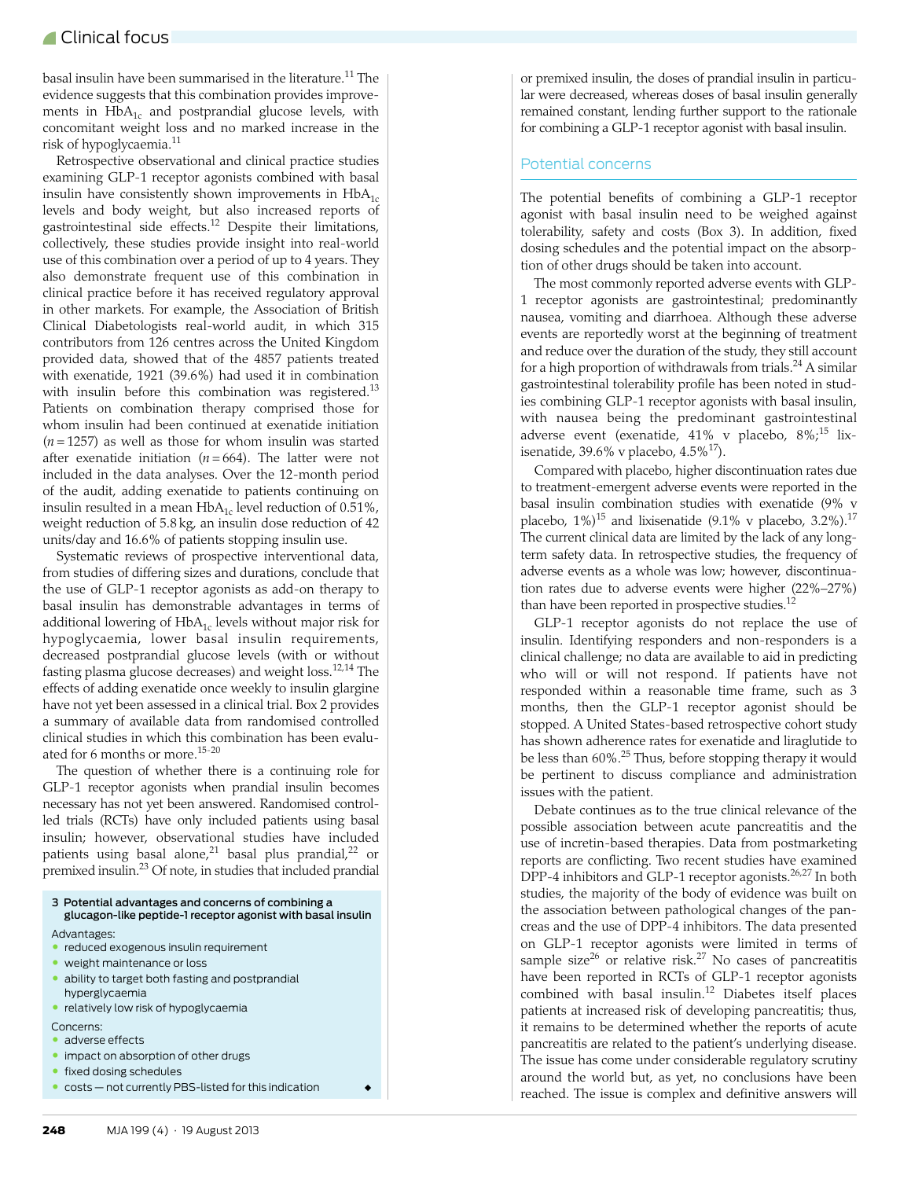basal insulin have been summarised in the literature.[11] The evidence suggests that this combination provides improvements in $HbA_{1c}$ and postprandial glucose levels, with concomitant weight loss and no marked increase in the risk of hypoglycaemia.[11]

Retrospective observational and clinical practice studies examining GLP-1 receptor agonists combined with basal insulin have consistently shown improvements in $HbA_{1c}$ levels and body weight, but also increased reports of gastrointestinal side effects.[12] Despite their limitations, collectively, these studies provide insight into real-world use of this combination over a period of up to 4 years. They also demonstrate frequent use of this combination in clinical practice before it has received regulatory approval in other markets. For example, the Association of British Clinical Diabetologists real-world audit, in which 315 contributors from 126 centres across the United Kingdom provided data, showed that of the 4857 patients treated with exenatide, 1921 (39.6%) had used it in combination with insulin before this combination was registered.[13] Patients on combination therapy comprised those for whom insulin had been continued at exenatide initiation ($n = 1257$) as well as those for whom insulin was started after exenatide initiation ($n = 664$). The latter were not included in the data analyses. Over the 12-month period of the audit, adding exenatide to patients continuing on insulin resulted in a mean $HbA_{1c}$ level reduction of 0.51%, weight reduction of 5.8 kg, an insulin dose reduction of 42 units/day and 16.6% of patients stopping insulin use.

Systematic reviews of prospective interventional data, from studies of differing sizes and durations, conclude that the use of GLP-1 receptor agonists as add-on therapy to basal insulin has demonstrable advantages in terms of additional lowering of $HbA_{1c}$ levels without major risk for hypoglycaemia, lower basal insulin requirements, decreased postprandial glucose levels (with or without fasting plasma glucose decreases) and weight loss.[12,14] The effects of adding exenatide once weekly to insulin glargine have not yet been assessed in a clinical trial. Box 2 provides a summary of available data from randomised controlled clinical studies in which this combination has been evaluated for 6 months or more.[15-20]

The question of whether there is a continuing role for GLP-1 receptor agonists when prandial insulin becomes necessary has not yet been answered. Randomised controlled trials (RCTs) have only included patients using basal insulin; however, observational studies have included patients using basal alone,[21] basal plus prandial,[22] or premixed insulin.[23] Of note, in studies that included prandial or premixed insulin, the doses of prandial insulin in particular were decreased, whereas doses of basal insulin generally remained constant, lending further support to the rationale for combining a GLP-1 receptor agonist with basal insulin.

**3 Potential advantages and concerns of combining a glucagon-like peptide-1 receptor agonist with basal insulin**

Advantages:

- reduced exogenous insulin requirement
- weight maintenance or loss
- ability to target both fasting and postprandial hyperglycaemia
- relatively low risk of hypoglycaemia

Concerns:

- adverse effects
- impact on absorption of other drugs
- fixed dosing schedules
- costs — not currently PBS-listed for this indication ◆

## Potential concerns

The potential benefits of combining a GLP-1 receptor agonist with basal insulin need to be weighed against tolerability, safety and costs (Box 3). In addition, fixed dosing schedules and the potential impact on the absorption of other drugs should be taken into account.

The most commonly reported adverse events with GLP-1 receptor agonists are gastrointestinal; predominantly nausea, vomiting and diarrhoea. Although these adverse events are reportedly worst at the beginning of treatment and reduce over the duration of the study, they still account for a high proportion of withdrawals from trials.[24] A similar gastrointestinal tolerability profile has been noted in studies combining GLP-1 receptor agonists with basal insulin, with nausea being the predominant gastrointestinal adverse event (exenatide, 41% v placebo, 8%;[15] lixisenatide, 39.6% v placebo, 4.5%[17]).

Compared with placebo, higher discontinuation rates due to treatment-emergent adverse events were reported in the basal insulin combination studies with exenatide (9% v placebo, 1%)[15] and lixisenatide (9.1% v placebo, 3.2%).[17] The current clinical data are limited by the lack of any long-term safety data. In retrospective studies, the frequency of adverse events as a whole was low; however, discontinuation rates due to adverse events were higher (22%–27%) than have been reported in prospective studies.[12]

GLP-1 receptor agonists do not replace the use of insulin. Identifying responders and non-responders is a clinical challenge; no data are available to aid in predicting who will or will not respond. If patients have not responded within a reasonable time frame, such as 3 months, then the GLP-1 receptor agonist should be stopped. A United States-based retrospective cohort study has shown adherence rates for exenatide and liraglutide to be less than 60%.[25] Thus, before stopping therapy it would be pertinent to discuss compliance and administration issues with the patient.

Debate continues as to the true clinical relevance of the possible association between acute pancreatitis and the use of incretin-based therapies. Data from postmarketing reports are conflicting. Two recent studies have examined DPP-4 inhibitors and GLP-1 receptor agonists.[26,27] In both studies, the majority of the body of evidence was built on the association between pathological changes of the pancreas and the use of DPP-4 inhibitors. The data presented on GLP-1 receptor agonists were limited in terms of sample size[26] or relative risk.[27] No cases of pancreatitis have been reported in RCTs of GLP-1 receptor agonists combined with basal insulin.[12] Diabetes itself places patients at increased risk of developing pancreatitis; thus, it remains to be determined whether the reports of acute pancreatitis are related to the patient's underlying disease. The issue has come under considerable regulatory scrutiny around the world but, as yet, no conclusions have been reached. The issue is complex and definitive answers will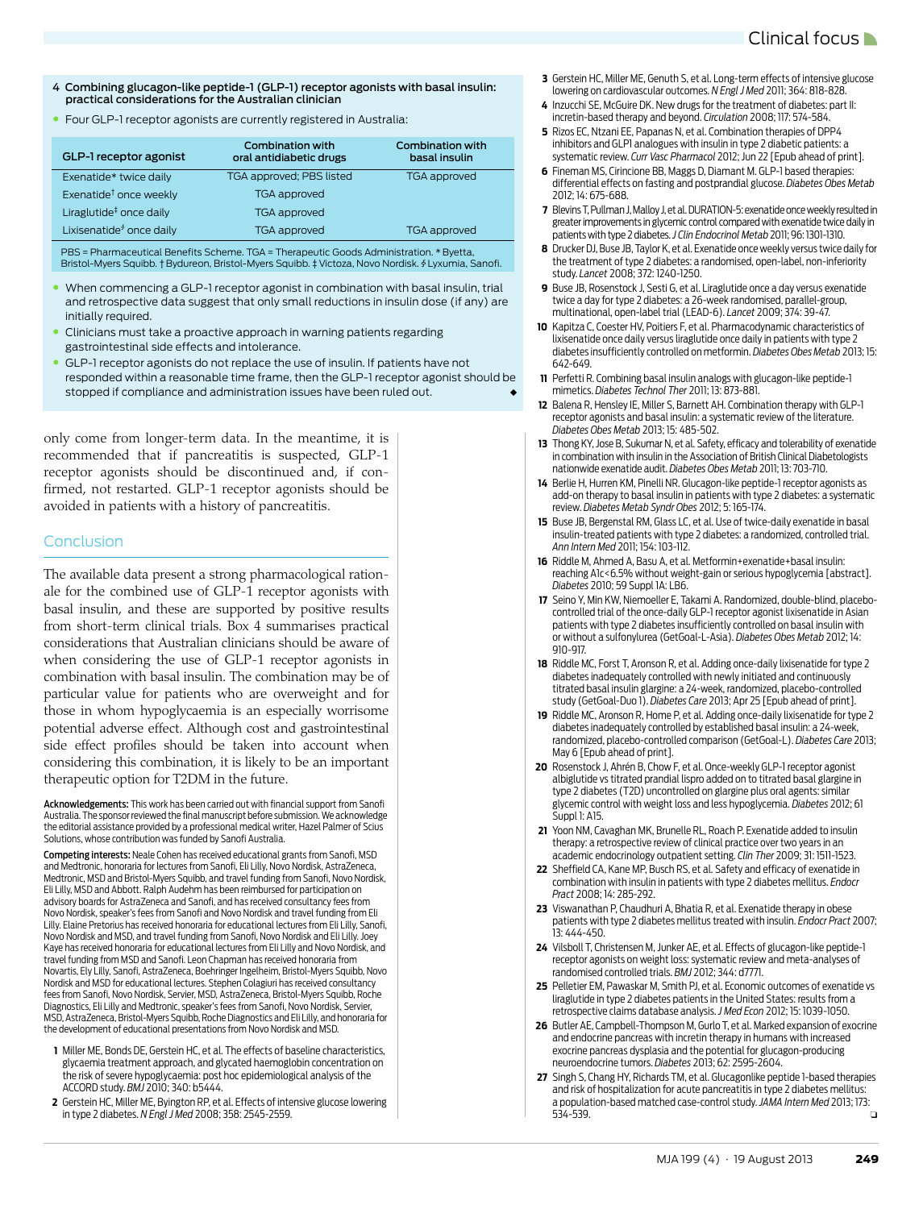## 4 Combining glucagon-like peptide-1 (GLP-1) receptor agonists with basal insulin: practical considerations for the Australian clinician

- Four GLP-1 receptor agonists are currently registered in Australia:

| GLP-1 receptor agonist | Combination with oral antidiabetic drugs | Combination with basal insulin |
|---|---|---|
| Exenatide* twice daily | TGA approved; PBS listed | TGA approved |
| Exenatide† once weekly | TGA approved | |
| Liraglutide‡ once daily | TGA approved | |
| Lixisenatide§ once daily | TGA approved | TGA approved |

PBS = Pharmaceutical Benefits Scheme. TGA = Therapeutic Goods Administration. * Byetta, Bristol-Myers Squibb. † Bydureon, Bristol-Myers Squibb. ‡ Victoza, Novo Nordisk. § Lyxumia, Sanofi.

- When commencing a GLP-1 receptor agonist in combination with basal insulin, trial and retrospective data suggest that only small reductions in insulin dose (if any) are initially required.
- Clinicians must take a proactive approach in warning patients regarding gastrointestinal side effects and intolerance.
- GLP-1 receptor agonists do not replace the use of insulin. If patients have not responded within a reasonable time frame, then the GLP-1 receptor agonist should be stopped if compliance and administration issues have been ruled out. ◆

only come from longer-term data. In the meantime, it is recommended that if pancreatitis is suspected, GLP-1 receptor agonists should be discontinued and, if confirmed, not restarted. GLP-1 receptor agonists should be avoided in patients with a history of pancreatitis.

## Conclusion

The available data present a strong pharmacological rationale for the combined use of GLP-1 receptor agonists with basal insulin, and these are supported by positive results from short-term clinical trials. Box 4 summarises practical considerations that Australian clinicians should be aware of when considering the use of GLP-1 receptor agonists in combination with basal insulin. The combination may be of particular value for patients who are overweight and for those in whom hypoglycaemia is an especially worrisome potential adverse effect. Although cost and gastrointestinal side effect profiles should be taken into account when considering this combination, it is likely to be an important therapeutic option for T2DM in the future.

**Acknowledgements:** This work has been carried out with financial support from Sanofi Australia. The sponsor reviewed the final manuscript before submission. We acknowledge the editorial assistance provided by a professional medical writer, Hazel Palmer of Scius Solutions, whose contribution was funded by Sanofi Australia.

**Competing interests:** Neale Cohen has received educational grants from Sanofi, MSD and Medtronic, honoraria for lectures from Sanofi, Eli Lilly, Novo Nordisk, AstraZeneca, Medtronic, MSD and Bristol-Myers Squibb, and travel funding from Sanofi, Novo Nordisk, Eli Lilly, MSD and Abbott. Ralph Audehm has been reimbursed for participation on advisory boards for AstraZeneca and Sanofi, and has received consultancy fees from Novo Nordisk, speaker's fees from Sanofi and Novo Nordisk and travel funding from Eli Lilly. Elaine Pretorius has received honoraria for educational lectures from Eli Lilly, Sanofi, Novo Nordisk and MSD, and travel funding from Sanofi, Novo Nordisk and Eli Lilly. Joey Kaye has received honoraria for educational lectures from Eli Lilly and Novo Nordisk, and travel funding from MSD and Sanofi. Leon Chapman has received honoraria from Novartis, Ely Lilly, Sanofi, AstraZeneca, Boehringer Ingelheim, Bristol-Myers Squibb, Novo Nordisk and MSD for educational lectures. Stephen Colagiuri has received consultancy fees from Sanofi, Novo Nordisk, Servier, MSD, AstraZeneca, Bristol-Myers Squibb, Roche Diagnostics, Eli Lilly and Medtronic, speaker's fees from Sanofi, Novo Nordisk, Servier, MSD, AstraZeneca, Bristol-Myers Squibb, Roche Diagnostics and Eli Lilly, and honoraria for the development of educational presentations from Novo Nordisk and MSD.

1. Miller ME, Bonds DE, Gerstein HC, et al. The effects of baseline characteristics, glycaemia treatment approach, and glycated haemoglobin concentration on the risk of severe hypoglycaemia: post hoc epidemiological analysis of the ACCORD study. *BMJ* 2010; 340: b5444.
2. Gerstein HC, Miller ME, Byington RP, et al. Effects of intensive glucose lowering in type 2 diabetes. *N Engl J Med* 2008; 358: 2545-2559.
3. Gerstein HC, Miller ME, Genuth S, et al. Long-term effects of intensive glucose lowering on cardiovascular outcomes. *N Engl J Med* 2011; 364: 818-828.
4. Inzucchi SE, McGuire DK. New drugs for the treatment of diabetes: part II: incretin-based therapy and beyond. *Circulation* 2008; 117: 574-584.
5. Rizos EC, Ntzani EE, Papanas N, et al. Combination therapies of DPP4 inhibitors and GLP1 analogues with insulin in type 2 diabetic patients: a systematic review. *Curr Vasc Pharmacol* 2012; Jun 22 [Epub ahead of print].
6. Fineman MS, Cirincione BB, Maggs D, Diamant M. GLP-1 based therapies: differential effects on fasting and postprandial glucose. *Diabetes Obes Metab* 2012; 14: 675-688.
7. Blevins T, Pullman J, Malloy J, et al. DURATION-5: exenatide once weekly resulted in greater improvements in glycemic control compared with exenatide twice daily in patients with type 2 diabetes. *J Clin Endocrinol Metab* 2011; 96: 1301-1310.
8. Drucker DJ, Buse JB, Taylor K, et al. Exenatide once weekly versus twice daily for the treatment of type 2 diabetes: a randomised, open-label, non-inferiority study. *Lancet* 2008; 372: 1240-1250.
9. Buse JB, Rosenstock J, Sesti G, et al. Liraglutide once a day versus exenatide twice a day for type 2 diabetes: a 26-week randomised, parallel-group, multinational, open-label trial (LEAD-6). *Lancet* 2009; 374: 39-47.
10. Kapitza C, Coester HV, Poitiers F, et al. Pharmacodynamic characteristics of lixisenatide once daily versus liraglutide once daily in patients with type 2 diabetes insufficiently controlled on metformin. *Diabetes Obes Metab* 2013; 15: 642-649.
11. Perfetti R. Combining basal insulin analogs with glucagon-like peptide-1 mimetics. *Diabetes Technol Ther* 2011; 13: 873-881.
12. Balena R, Hensley IE, Miller S, Barnett AH. Combination therapy with GLP-1 receptor agonists and basal insulin: a systematic review of the literature. *Diabetes Obes Metab* 2013; 15: 485-502.
13. Thong KY, Jose B, Sukumar N, et al. Safety, efficacy and tolerability of exenatide in combination with insulin in the Association of British Clinical Diabetologists nationwide exenatide audit. *Diabetes Obes Metab* 2011; 13: 703-710.
14. Berlie H, Hurren KM, Pinelli NR. Glucagon-like peptide-1 receptor agonists as add-on therapy to basal insulin in patients with type 2 diabetes: a systematic review. *Diabetes Metab Syndr Obes* 2012; 5: 165-174.
15. Buse JB, Bergenstal RM, Glass LC, et al. Use of twice-daily exenatide in basal insulin-treated patients with type 2 diabetes: a randomized, controlled trial. *Ann Intern Med* 2011; 154: 103-112.
16. Riddle M, Ahmed A, Basu A, et al. Metformin+exenatide+basal insulin: reaching A1c<6.5% without weight-gain or serious hypoglycemia [abstract]. *Diabetes* 2010; 59 Suppl 1A: LB6.
17. Seino Y, Min KW, Niemoeller E, Takami A. Randomized, double-blind, placebo-controlled trial of the once-daily GLP-1 receptor agonist lixisenatide in Asian patients with type 2 diabetes insufficiently controlled on basal insulin with or without a sulfonylurea (GetGoal-L-Asia). *Diabetes Obes Metab* 2012; 14: 910-917.
18. Riddle MC, Forst T, Aronson R, et al. Adding once-daily lixisenatide for type 2 diabetes inadequately controlled with newly initiated and continuously titrated basal insulin glargine: a 24-week, randomized, placebo-controlled study (GetGoal-Duo 1). *Diabetes Care* 2013; Apr 25 [Epub ahead of print].
19. Riddle MC, Aronson R, Home P, et al. Adding once-daily lixisenatide for type 2 diabetes inadequately controlled by established basal insulin: a 24-week, randomized, placebo-controlled comparison (GetGoal-L). *Diabetes Care* 2013; May 6 [Epub ahead of print].
20. Rosenstock J, Ahrén B, Chow F, et al. Once-weekly GLP-1 receptor agonist albiglutide vs titrated prandial lispro added on to titrated basal glargine in type 2 diabetes (T2D) uncontrolled on glargine plus oral agents: similar glycemic control with weight loss and less hypoglycemia. *Diabetes* 2012; 61 Suppl 1: A15.
21. Yoon NM, Cavaghan MK, Brunelle RL, Roach P. Exenatide added to insulin therapy: a retrospective review of clinical practice over two years in an academic endocrinology outpatient setting. *Clin Ther* 2009; 31: 1511-1523.
22. Sheffield CA, Kane MP, Busch RS, et al. Safety and efficacy of exenatide in combination with insulin in patients with type 2 diabetes mellitus. *Endocr Pract* 2008; 14: 285-292.
23. Viswanathan P, Chaudhuri A, Bhatia R, et al. Exenatide therapy in obese patients with type 2 diabetes mellitus treated with insulin. *Endocr Pract* 2007; 13: 444-450.
24. Vilsboll T, Christensen M, Junker AE, et al. Effects of glucagon-like peptide-1 receptor agonists on weight loss: systematic review and meta-analyses of randomised controlled trials. *BMJ* 2012; 344: d7771.
25. Pelletier EM, Pawaskar M, Smith PJ, et al. Economic outcomes of exenatide vs liraglutide in type 2 diabetes patients in the United States: results from a retrospective claims database analysis. *J Med Econ* 2012; 15: 1039-1050.
26. Butler AE, Campbell-Thompson M, Gurlo T, et al. Marked expansion of exocrine and endocrine pancreas with incretin therapy in humans with increased exocrine pancreas dysplasia and the potential for glucagon-producing neuroendocrine tumors. *Diabetes* 2013; 62: 2595-2604.
27. Singh S, Chang HY, Richards TM, et al. Glucagonlike peptide 1-based therapies and risk of hospitalization for acute pancreatitis in type 2 diabetes mellitus: a population-based matched case-control study. *JAMA Intern Med* 2013; 173: 534-539. ❑